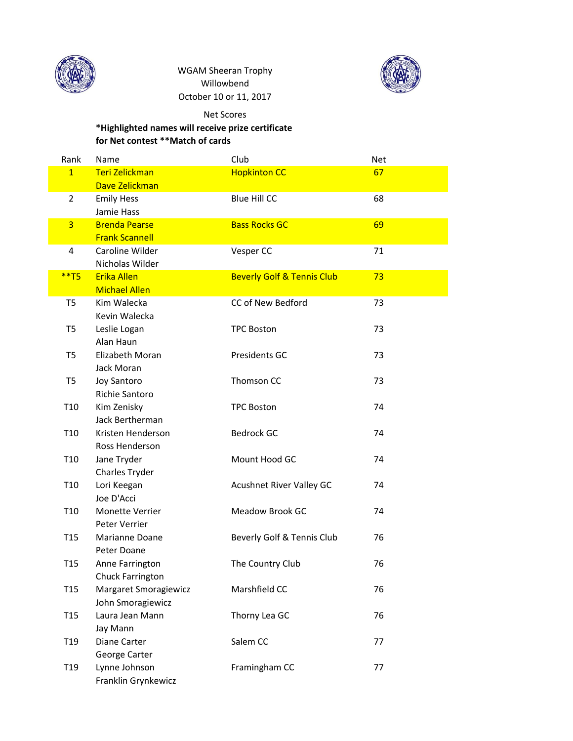WGAM Sheeran Trophy
Willowbend
October 10 or 11, 2017

Net Scores

**\*Highlighted names will receive prize certificate for Net contest \*\*Match of cards**

| Rank | Name | Club | Net |
|---|---|---|---|
| 1 | Teri Zelickman<br>Dave Zelickman | Hopkinton CC | 67 |
| 2 | Emily Hess<br>Jamie Hass | Blue Hill CC | 68 |
| 3 | Brenda Pearse<br>Frank Scannell | Bass Rocks GC | 69 |
| 4 | Caroline Wilder<br>Nicholas Wilder | Vesper CC | 71 |
| **T5 | Erika Allen<br>Michael Allen | Beverly Golf & Tennis Club | 73 |
| T5 | Kim Walecka<br>Kevin Walecka | CC of New Bedford | 73 |
| T5 | Leslie Logan<br>Alan Haun | TPC Boston | 73 |
| T5 | Elizabeth Moran<br>Jack Moran | Presidents GC | 73 |
| T5 | Joy Santoro<br>Richie Santoro | Thomson CC | 73 |
| T10 | Kim Zenisky<br>Jack Bertherman | TPC Boston | 74 |
| T10 | Kristen Henderson<br>Ross Henderson | Bedrock GC | 74 |
| T10 | Jane Tryder<br>Charles Tryder | Mount Hood GC | 74 |
| T10 | Lori Keegan<br>Joe D'Acci | Acushnet River Valley GC | 74 |
| T10 | Monette Verrier<br>Peter Verrier | Meadow Brook GC | 74 |
| T15 | Marianne Doane<br>Peter Doane | Beverly Golf & Tennis Club | 76 |
| T15 | Anne Farrington<br>Chuck Farrington | The Country Club | 76 |
| T15 | Margaret Smoragiewicz<br>John Smoragiewicz | Marshfield CC | 76 |
| T15 | Laura Jean Mann<br>Jay Mann | Thorny Lea GC | 76 |
| T19 | Diane Carter<br>George Carter | Salem CC | 77 |
| T19 | Lynne Johnson<br>Franklin Grynkewicz | Framingham CC | 77 |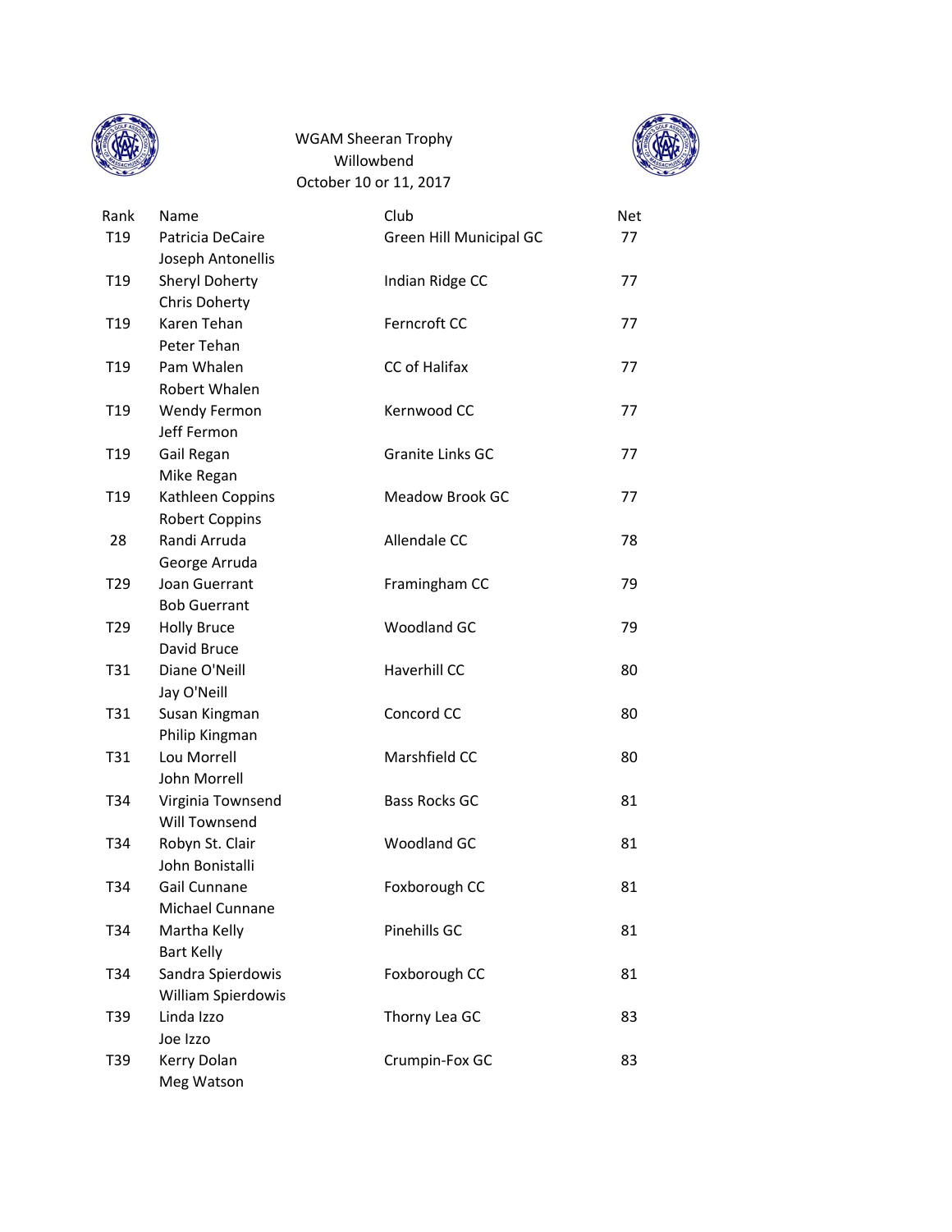WGAM Sheeran Trophy
Willowbend
October 10 or 11, 2017

| Rank | Name | Club | Net |
|---|---|---|---|
| T19 | Patricia DeCaire<br>Joseph Antonellis | Green Hill Municipal GC | 77 |
| T19 | Sheryl Doherty<br>Chris Doherty | Indian Ridge CC | 77 |
| T19 | Karen Tehan<br>Peter Tehan | Ferncroft CC | 77 |
| T19 | Pam Whalen<br>Robert Whalen | CC of Halifax | 77 |
| T19 | Wendy Fermon<br>Jeff Fermon | Kernwood CC | 77 |
| T19 | Gail Regan<br>Mike Regan | Granite Links GC | 77 |
| T19 | Kathleen Coppins<br>Robert Coppins | Meadow Brook GC | 77 |
| 28 | Randi Arruda<br>George Arruda | Allendale CC | 78 |
| T29 | Joan Guerrant<br>Bob Guerrant | Framingham CC | 79 |
| T29 | Holly Bruce<br>David Bruce | Woodland GC | 79 |
| T31 | Diane O'Neill<br>Jay O'Neill | Haverhill CC | 80 |
| T31 | Susan Kingman<br>Philip Kingman | Concord CC | 80 |
| T31 | Lou Morrell<br>John Morrell | Marshfield CC | 80 |
| T34 | Virginia Townsend<br>Will Townsend | Bass Rocks GC | 81 |
| T34 | Robyn St. Clair<br>John Bonistalli | Woodland GC | 81 |
| T34 | Gail Cunnane<br>Michael Cunnane | Foxborough CC | 81 |
| T34 | Martha Kelly<br>Bart Kelly | Pinehills GC | 81 |
| T34 | Sandra Spierdowis<br>William Spierdowis | Foxborough CC | 81 |
| T39 | Linda Izzo<br>Joe Izzo | Thorny Lea GC | 83 |
| T39 | Kerry Dolan<br>Meg Watson | Crumpin-Fox GC | 83 |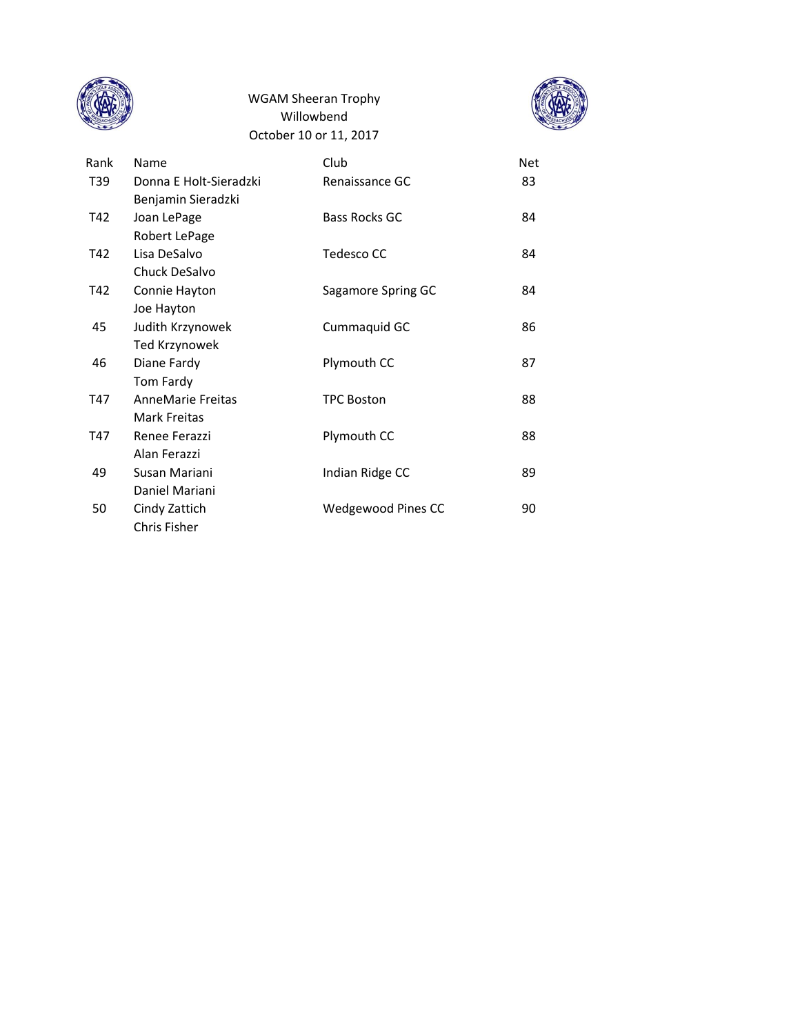WGAM Sheeran Trophy
Willowbend
October 10 or 11, 2017

| Rank | Name | Club | Net |
|---|---|---|---|
| T39 | Donna E Holt-Sieradzki | Renaissance GC | 83 |
| | Benjamin Sieradzki | | |
| T42 | Joan LePage | Bass Rocks GC | 84 |
| | Robert LePage | | |
| T42 | Lisa DeSalvo | Tedesco CC | 84 |
| | Chuck DeSalvo | | |
| T42 | Connie Hayton | Sagamore Spring GC | 84 |
| | Joe Hayton | | |
| 45 | Judith Krzynowek | Cummaquid GC | 86 |
| | Ted Krzynowek | | |
| 46 | Diane Fardy | Plymouth CC | 87 |
| | Tom Fardy | | |
| T47 | AnneMarie Freitas | TPC Boston | 88 |
| | Mark Freitas | | |
| T47 | Renee Ferazzi | Plymouth CC | 88 |
| | Alan Ferazzi | | |
| 49 | Susan Mariani | Indian Ridge CC | 89 |
| | Daniel Mariani | | |
| 50 | Cindy Zattich | Wedgewood Pines CC | 90 |
| | Chris Fisher | | |